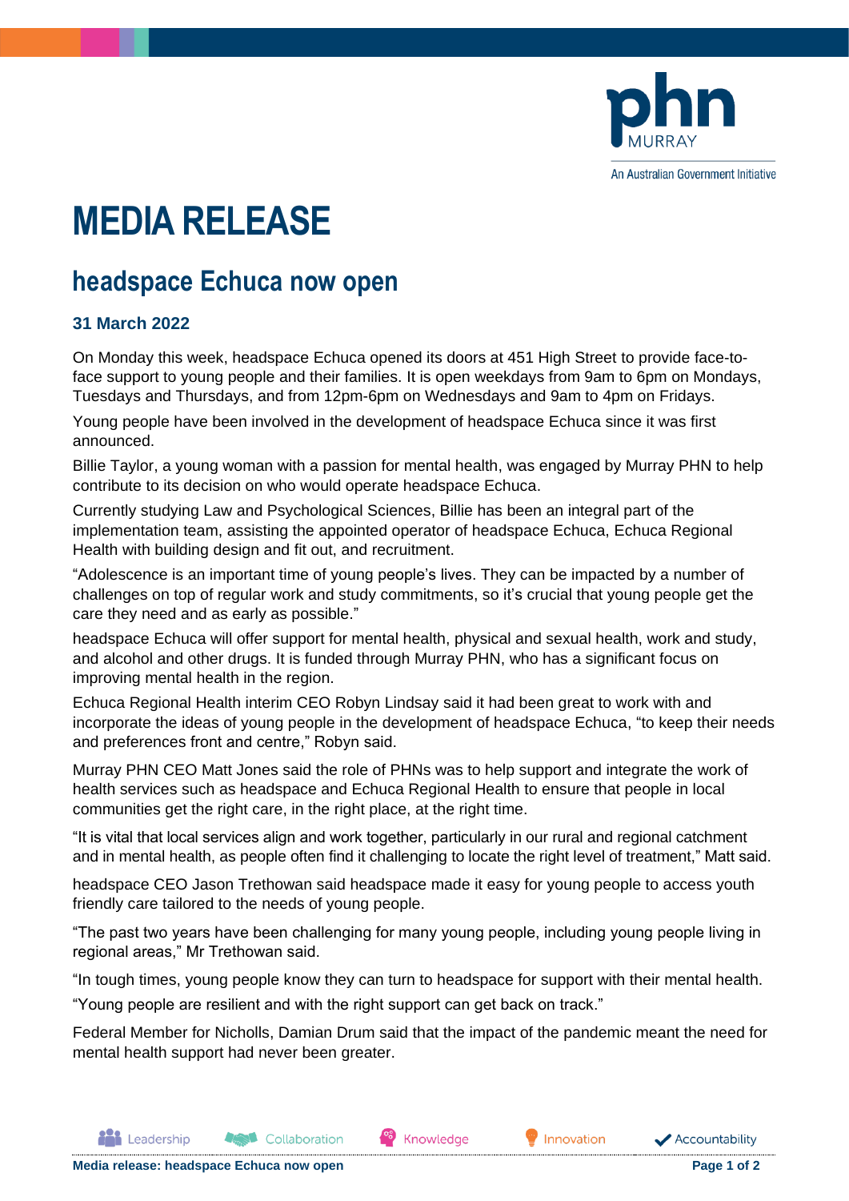# MEDIA RELEASE

## headspace Echuca now open

### 31 March 2022

On Monday this week, headspace Echuca opened its doors at 451 High Street to provide face-to-face support to young people and their families. It is open weekdays from 9am to 6pm on Mondays, Tuesdays and Thursdays, and from 12pm-6pm on Wednesdays and 9am to 4pm on Fridays.

Young people have been involved in the development of headspace Echuca since it was first announced.

Billie Taylor, a young woman with a passion for mental health, was engaged by Murray PHN to help contribute to its decision on who would operate headspace Echuca.

Currently studying Law and Psychological Sciences, Billie has been an integral part of the implementation team, assisting the appointed operator of headspace Echuca, Echuca Regional Health with building design and fit out, and recruitment.

"Adolescence is an important time of young people's lives. They can be impacted by a number of challenges on top of regular work and study commitments, so it's crucial that young people get the care they need and as early as possible."

headspace Echuca will offer support for mental health, physical and sexual health, work and study, and alcohol and other drugs. It is funded through Murray PHN, who has a significant focus on improving mental health in the region.

Echuca Regional Health interim CEO Robyn Lindsay said it had been great to work with and incorporate the ideas of young people in the development of headspace Echuca, "to keep their needs and preferences front and centre," Robyn said.

Murray PHN CEO Matt Jones said the role of PHNs was to help support and integrate the work of health services such as headspace and Echuca Regional Health to ensure that people in local communities get the right care, in the right place, at the right time.

"It is vital that local services align and work together, particularly in our rural and regional catchment and in mental health, as people often find it challenging to locate the right level of treatment," Matt said.

headspace CEO Jason Trethowan said headspace made it easy for young people to access youth friendly care tailored to the needs of young people.

"The past two years have been challenging for many young people, including young people living in regional areas," Mr Trethowan said.

"In tough times, young people know they can turn to headspace for support with their mental health.

"Young people are resilient and with the right support can get back on track."

Federal Member for Nicholls, Damian Drum said that the impact of the pandemic meant the need for mental health support had never been greater.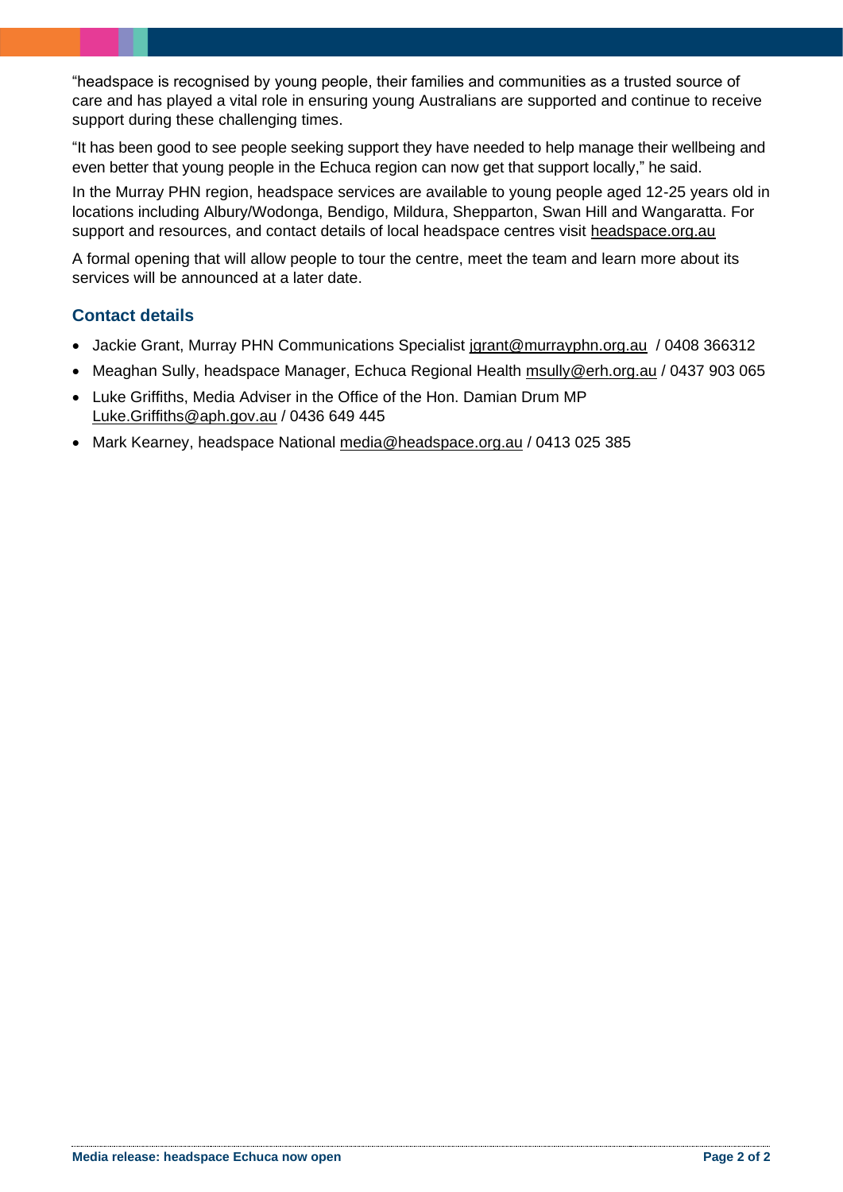"headspace is recognised by young people, their families and communities as a trusted source of care and has played a vital role in ensuring young Australians are supported and continue to receive support during these challenging times.

"It has been good to see people seeking support they have needed to help manage their wellbeing and even better that young people in the Echuca region can now get that support locally," he said.

In the Murray PHN region, headspace services are available to young people aged 12-25 years old in locations including Albury/Wodonga, Bendigo, Mildura, Shepparton, Swan Hill and Wangaratta. For support and resources, and contact details of local headspace centres visit headspace.org.au

A formal opening that will allow people to tour the centre, meet the team and learn more about its services will be announced at a later date.

## Contact details

- Jackie Grant, Murray PHN Communications Specialist jgrant@murrayphn.org.au / 0408 366312
- Meaghan Sully, headspace Manager, Echuca Regional Health msully@erh.org.au / 0437 903 065
- Luke Griffiths, Media Adviser in the Office of the Hon. Damian Drum MP Luke.Griffiths@aph.gov.au / 0436 649 445
- Mark Kearney, headspace National media@headspace.org.au / 0413 025 385